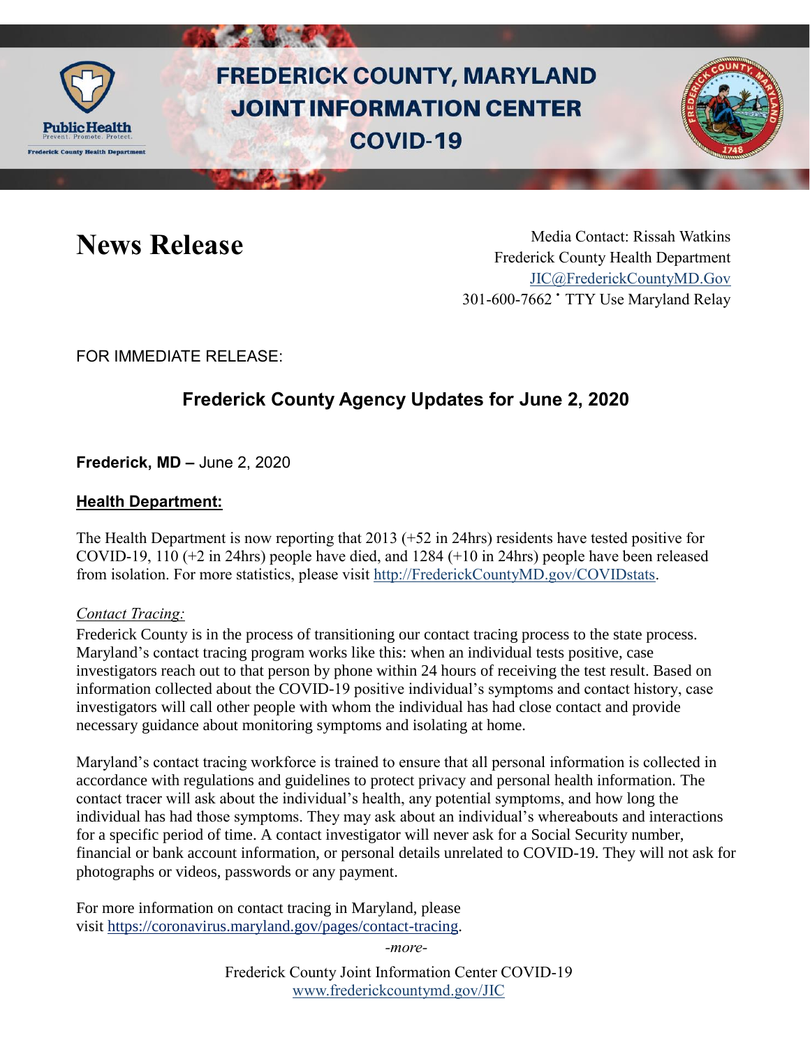# FREDERICK COUNTY, MARYLAND JOINT INFORMATION CENTER COVID-19

# News Release

Media Contact: Rissah Watkins
Frederick County Health Department
JIC@FrederickCountyMD.Gov
301-600-7662 • TTY Use Maryland Relay

FOR IMMEDIATE RELEASE:

## Frederick County Agency Updates for June 2, 2020

**Frederick, MD –** June 2, 2020

### Health Department:

The Health Department is now reporting that 2013 (+52 in 24hrs) residents have tested positive for COVID-19, 110 (+2 in 24hrs) people have died, and 1284 (+10 in 24hrs) people have been released from isolation. For more statistics, please visit http://FrederickCountyMD.gov/COVIDstats.

*Contact Tracing:*

Frederick County is in the process of transitioning our contact tracing process to the state process. Maryland's contact tracing program works like this: when an individual tests positive, case investigators reach out to that person by phone within 24 hours of receiving the test result. Based on information collected about the COVID-19 positive individual's symptoms and contact history, case investigators will call other people with whom the individual has had close contact and provide necessary guidance about monitoring symptoms and isolating at home.

Maryland's contact tracing workforce is trained to ensure that all personal information is collected in accordance with regulations and guidelines to protect privacy and personal health information. The contact tracer will ask about the individual's health, any potential symptoms, and how long the individual has had those symptoms. They may ask about an individual's whereabouts and interactions for a specific period of time. A contact investigator will never ask for a Social Security number, financial or bank account information, or personal details unrelated to COVID-19. They will not ask for photographs or videos, passwords or any payment.

For more information on contact tracing in Maryland, please visit https://coronavirus.maryland.gov/pages/contact-tracing.

*-more-*

Frederick County Joint Information Center COVID-19
www.frederickcountymd.gov/JIC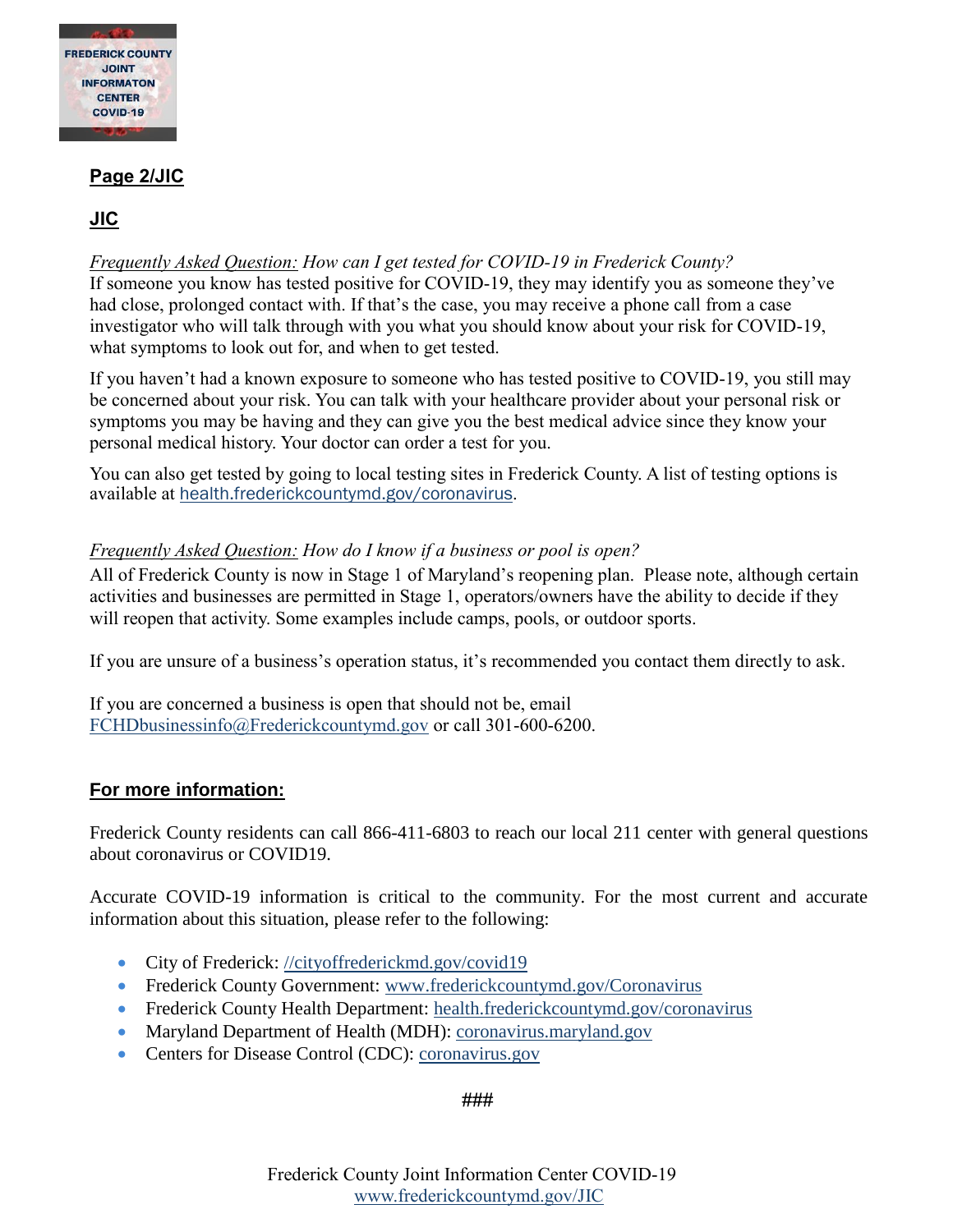**Page 2/JIC**

**JIC**

*Frequently Asked Question: How can I get tested for COVID-19 in Frederick County?*
If someone you know has tested positive for COVID-19, they may identify you as someone they've had close, prolonged contact with. If that's the case, you may receive a phone call from a case investigator who will talk through with you what you should know about your risk for COVID-19, what symptoms to look out for, and when to get tested.

If you haven't had a known exposure to someone who has tested positive to COVID-19, you still may be concerned about your risk. You can talk with your healthcare provider about your personal risk or symptoms you may be having and they can give you the best medical advice since they know your personal medical history. Your doctor can order a test for you.

You can also get tested by going to local testing sites in Frederick County. A list of testing options is available at health.frederickcountymd.gov/coronavirus.

*Frequently Asked Question: How do I know if a business or pool is open?*
All of Frederick County is now in Stage 1 of Maryland's reopening plan. Please note, although certain activities and businesses are permitted in Stage 1, operators/owners have the ability to decide if they will reopen that activity. Some examples include camps, pools, or outdoor sports.

If you are unsure of a business's operation status, it's recommended you contact them directly to ask.

If you are concerned a business is open that should not be, email FCHDbusinessinfo@Frederickcountymd.gov or call 301-600-6200.

## For more information:

Frederick County residents can call 866-411-6803 to reach our local 211 center with general questions about coronavirus or COVID19.

Accurate COVID-19 information is critical to the community. For the most current and accurate information about this situation, please refer to the following:

- City of Frederick: //cityoffrederickmd.gov/covid19
- Frederick County Government: www.frederickcountymd.gov/Coronavirus
- Frederick County Health Department: health.frederickcountymd.gov/coronavirus
- Maryland Department of Health (MDH): coronavirus.maryland.gov
- Centers for Disease Control (CDC): coronavirus.gov

###

Frederick County Joint Information Center COVID-19
www.frederickcountymd.gov/JIC